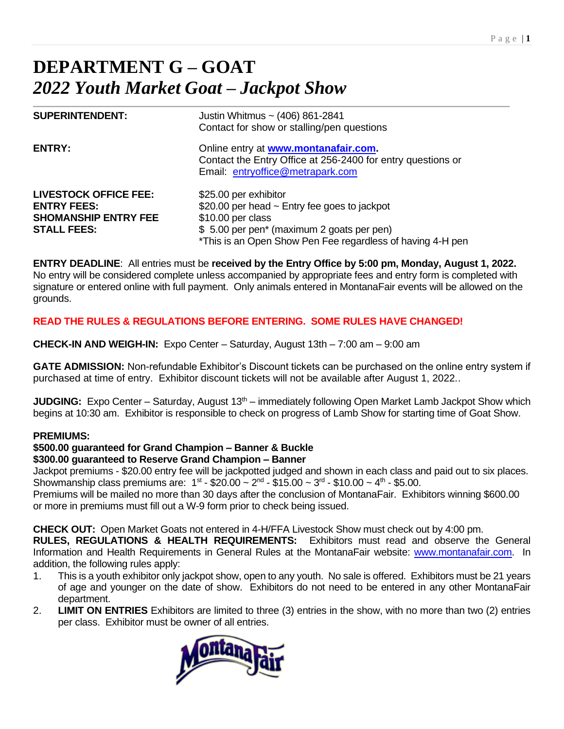# DEPARTMENT G – GOAT

## *2022 Youth Market Goat – Jackpot Show*

| | |
|---|---|
| **SUPERINTENDENT:** | Justin Whitmus ~ (406) 861-2841<br>Contact for show or stalling/pen questions |
| **ENTRY:** | Online entry at **www.montanafair.com.**<br>Contact the Entry Office at 256-2400 for entry questions or<br>Email: entryoffice@metrapark.com |
| **LIVESTOCK OFFICE FEE:** | $25.00 per exhibitor |
| **ENTRY FEES:** | $20.00 per head ~ Entry fee goes to jackpot |
| **SHOMANSHIP ENTRY FEE** | $10.00 per class |
| **STALL FEES:** | $ 5.00 per pen* (maximum 2 goats per pen)<br>*This is an Open Show Pen Fee regardless of having 4-H pen |

**ENTRY DEADLINE**: All entries must be **received by the Entry Office by 5:00 pm, Monday, August 1, 2022.** No entry will be considered complete unless accompanied by appropriate fees and entry form is completed with signature or entered online with full payment. Only animals entered in MontanaFair events will be allowed on the grounds.

**READ THE RULES & REGULATIONS BEFORE ENTERING. SOME RULES HAVE CHANGED!**

**CHECK-IN AND WEIGH-IN:** Expo Center – Saturday, August 13th – 7:00 am – 9:00 am

**GATE ADMISSION:** Non-refundable Exhibitor's Discount tickets can be purchased on the online entry system if purchased at time of entry. Exhibitor discount tickets will not be available after August 1, 2022..

**JUDGING:** Expo Center – Saturday, August 13th – immediately following Open Market Lamb Jackpot Show which begins at 10:30 am. Exhibitor is responsible to check on progress of Lamb Show for starting time of Goat Show.

**PREMIUMS:**

**$500.00 guaranteed for Grand Champion – Banner & Buckle**
**$300.00 guaranteed to Reserve Grand Champion – Banner**

Jackpot premiums - $20.00 entry fee will be jackpotted judged and shown in each class and paid out to six places. Showmanship class premiums are: 1st - $20.00 ~ 2nd - $15.00 ~ 3rd - $10.00 ~ 4th - $5.00.

Premiums will be mailed no more than 30 days after the conclusion of MontanaFair. Exhibitors winning $600.00 or more in premiums must fill out a W-9 form prior to check being issued.

**CHECK OUT:** Open Market Goats not entered in 4-H/FFA Livestock Show must check out by 4:00 pm.

**RULES, REGULATIONS & HEALTH REQUIREMENTS:** Exhibitors must read and observe the General Information and Health Requirements in General Rules at the MontanaFair website: www.montanafair.com. In addition, the following rules apply:

1. This is a youth exhibitor only jackpot show, open to any youth. No sale is offered. Exhibitors must be 21 years of age and younger on the date of show. Exhibitors do not need to be entered in any other MontanaFair department.
2. **LIMIT ON ENTRIES** Exhibitors are limited to three (3) entries in the show, with no more than two (2) entries per class. Exhibitor must be owner of all entries.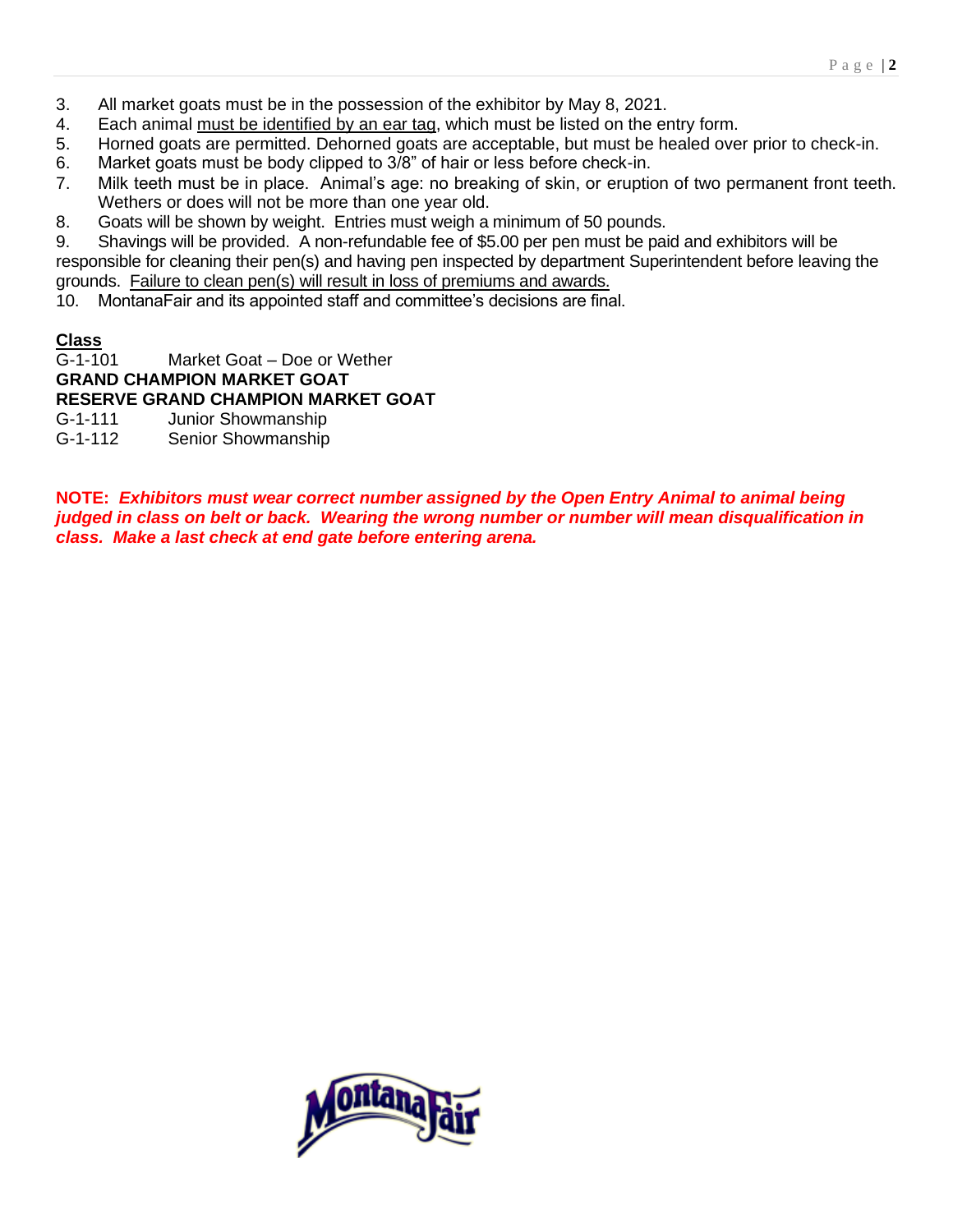3. All market goats must be in the possession of the exhibitor by May 8, 2021.
4. Each animal <u>must be identified by an ear tag</u>, which must be listed on the entry form.
5. Horned goats are permitted. Dehorned goats are acceptable, but must be healed over prior to check-in.
6. Market goats must be body clipped to 3/8" of hair or less before check-in.
7. Milk teeth must be in place. Animal's age: no breaking of skin, or eruption of two permanent front teeth. Wethers or does will not be more than one year old.
8. Goats will be shown by weight. Entries must weigh a minimum of 50 pounds.
9. Shavings will be provided. A non-refundable fee of $5.00 per pen must be paid and exhibitors will be responsible for cleaning their pen(s) and having pen inspected by department Superintendent before leaving the grounds. <u>Failure to clean pen(s) will result in loss of premiums and awards.</u>
10. MontanaFair and its appointed staff and committee's decisions are final.

**<u>Class</u>**

G-1-101 Market Goat – Doe or Wether

**GRAND CHAMPION MARKET GOAT**

**RESERVE GRAND CHAMPION MARKET GOAT**

G-1-111 Junior Showmanship

G-1-112 Senior Showmanship

**NOTE:** ***Exhibitors must wear correct number assigned by the Open Entry Animal to animal being judged in class on belt or back. Wearing the wrong number or number will mean disqualification in class. Make a last check at end gate before entering arena.***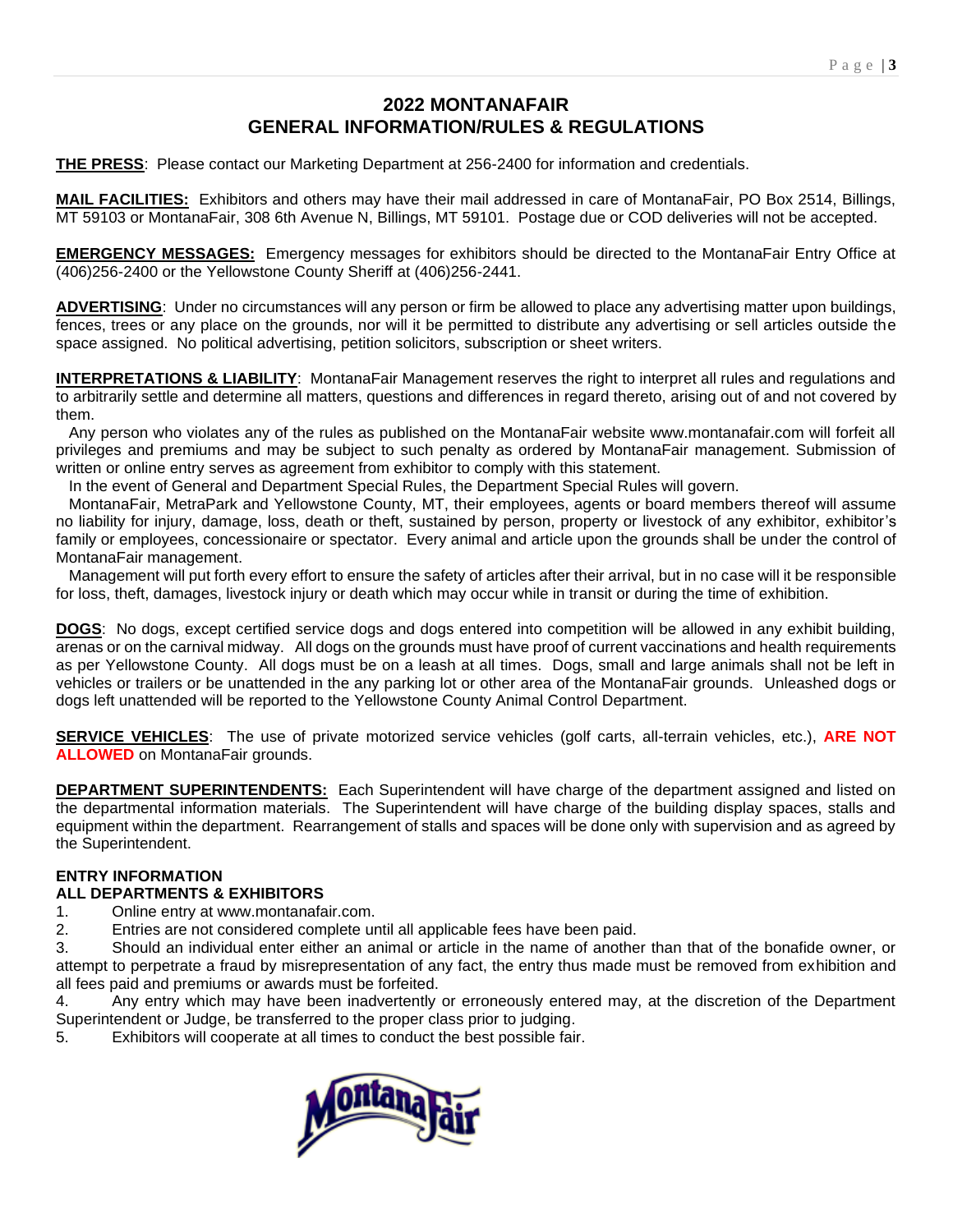# 2022 MONTANAFAIR
# GENERAL INFORMATION/RULES & REGULATIONS

**THE PRESS**: Please contact our Marketing Department at 256-2400 for information and credentials.

**MAIL FACILITIES:** Exhibitors and others may have their mail addressed in care of MontanaFair, PO Box 2514, Billings, MT 59103 or MontanaFair, 308 6th Avenue N, Billings, MT 59101. Postage due or COD deliveries will not be accepted.

**EMERGENCY MESSAGES:** Emergency messages for exhibitors should be directed to the MontanaFair Entry Office at (406)256-2400 or the Yellowstone County Sheriff at (406)256-2441.

**ADVERTISING**: Under no circumstances will any person or firm be allowed to place any advertising matter upon buildings, fences, trees or any place on the grounds, nor will it be permitted to distribute any advertising or sell articles outside the space assigned. No political advertising, petition solicitors, subscription or sheet writers.

**INTERPRETATIONS & LIABILITY**: MontanaFair Management reserves the right to interpret all rules and regulations and to arbitrarily settle and determine all matters, questions and differences in regard thereto, arising out of and not covered by them.

Any person who violates any of the rules as published on the MontanaFair website www.montanafair.com will forfeit all privileges and premiums and may be subject to such penalty as ordered by MontanaFair management. Submission of written or online entry serves as agreement from exhibitor to comply with this statement.

In the event of General and Department Special Rules, the Department Special Rules will govern.

MontanaFair, MetraPark and Yellowstone County, MT, their employees, agents or board members thereof will assume no liability for injury, damage, loss, death or theft, sustained by person, property or livestock of any exhibitor, exhibitor's family or employees, concessionaire or spectator. Every animal and article upon the grounds shall be under the control of MontanaFair management.

Management will put forth every effort to ensure the safety of articles after their arrival, but in no case will it be responsible for loss, theft, damages, livestock injury or death which may occur while in transit or during the time of exhibition.

**DOGS**: No dogs, except certified service dogs and dogs entered into competition will be allowed in any exhibit building, arenas or on the carnival midway. All dogs on the grounds must have proof of current vaccinations and health requirements as per Yellowstone County. All dogs must be on a leash at all times. Dogs, small and large animals shall not be left in vehicles or trailers or be unattended in the any parking lot or other area of the MontanaFair grounds. Unleashed dogs or dogs left unattended will be reported to the Yellowstone County Animal Control Department.

**SERVICE VEHICLES**: The use of private motorized service vehicles (golf carts, all-terrain vehicles, etc.), **ARE NOT ALLOWED** on MontanaFair grounds.

**DEPARTMENT SUPERINTENDENTS:** Each Superintendent will have charge of the department assigned and listed on the departmental information materials. The Superintendent will have charge of the building display spaces, stalls and equipment within the department. Rearrangement of stalls and spaces will be done only with supervision and as agreed by the Superintendent.

**ENTRY INFORMATION**
**ALL DEPARTMENTS & EXHIBITORS**

1. Online entry at www.montanafair.com.
2. Entries are not considered complete until all applicable fees have been paid.
3. Should an individual enter either an animal or article in the name of another than that of the bonafide owner, or attempt to perpetrate a fraud by misrepresentation of any fact, the entry thus made must be removed from exhibition and all fees paid and premiums or awards must be forfeited.
4. Any entry which may have been inadvertently or erroneously entered may, at the discretion of the Department Superintendent or Judge, be transferred to the proper class prior to judging.
5. Exhibitors will cooperate at all times to conduct the best possible fair.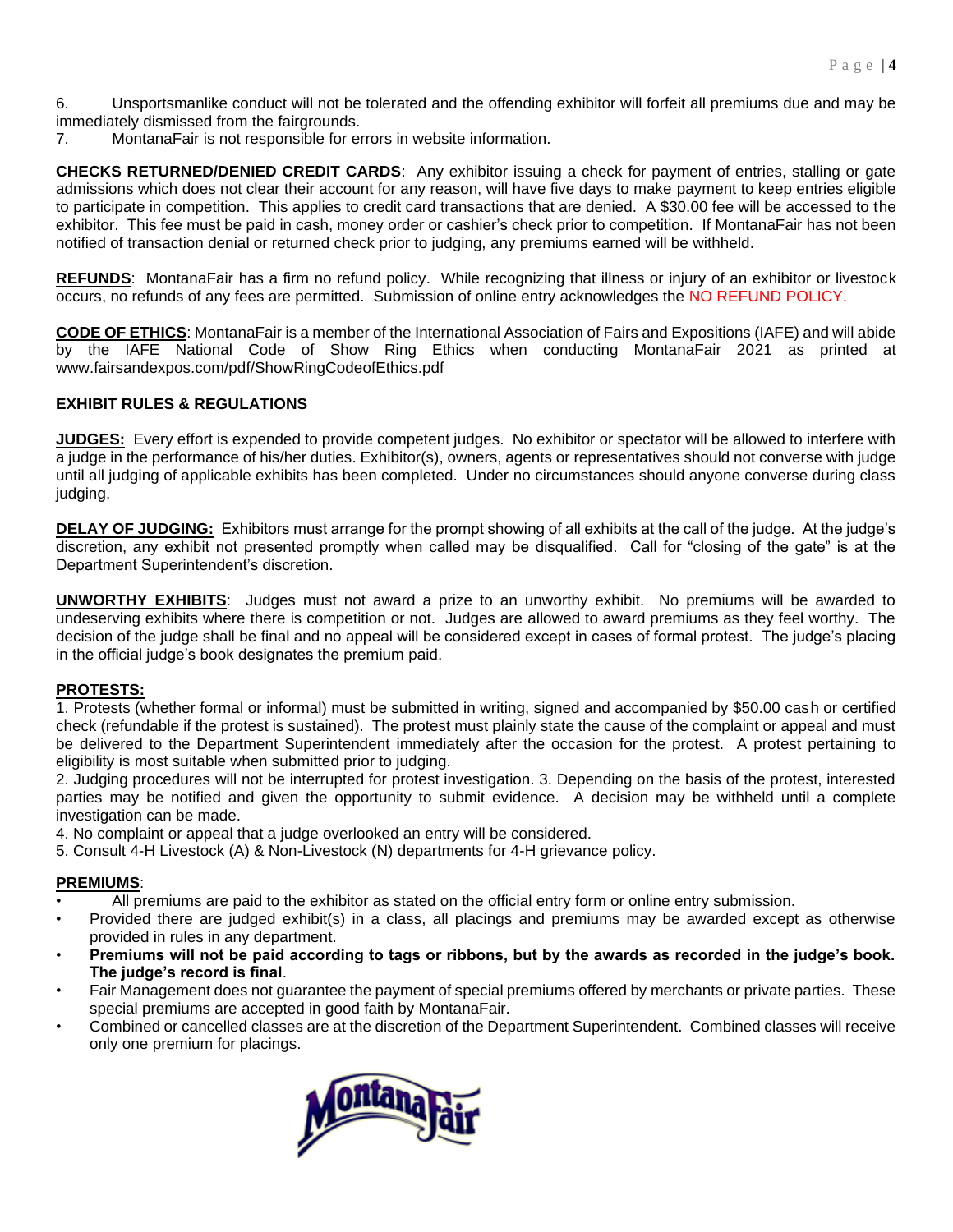6. Unsportsmanlike conduct will not be tolerated and the offending exhibitor will forfeit all premiums due and may be immediately dismissed from the fairgrounds.
7. MontanaFair is not responsible for errors in website information.

**CHECKS RETURNED/DENIED CREDIT CARDS**: Any exhibitor issuing a check for payment of entries, stalling or gate admissions which does not clear their account for any reason, will have five days to make payment to keep entries eligible to participate in competition. This applies to credit card transactions that are denied. A $30.00 fee will be accessed to the exhibitor. This fee must be paid in cash, money order or cashier's check prior to competition. If MontanaFair has not been notified of transaction denial or returned check prior to judging, any premiums earned will be withheld.

**REFUNDS**: MontanaFair has a firm no refund policy. While recognizing that illness or injury of an exhibitor or livestock occurs, no refunds of any fees are permitted. Submission of online entry acknowledges the NO REFUND POLICY.

**CODE OF ETHICS**: MontanaFair is a member of the International Association of Fairs and Expositions (IAFE) and will abide by the IAFE National Code of Show Ring Ethics when conducting MontanaFair 2021 as printed at www.fairsandexpos.com/pdf/ShowRingCodeofEthics.pdf

## EXHIBIT RULES & REGULATIONS

**JUDGES:** Every effort is expended to provide competent judges. No exhibitor or spectator will be allowed to interfere with a judge in the performance of his/her duties. Exhibitor(s), owners, agents or representatives should not converse with judge until all judging of applicable exhibits has been completed. Under no circumstances should anyone converse during class judging.

**DELAY OF JUDGING:** Exhibitors must arrange for the prompt showing of all exhibits at the call of the judge. At the judge's discretion, any exhibit not presented promptly when called may be disqualified. Call for "closing of the gate" is at the Department Superintendent's discretion.

**UNWORTHY EXHIBITS**: Judges must not award a prize to an unworthy exhibit. No premiums will be awarded to undeserving exhibits where there is competition or not. Judges are allowed to award premiums as they feel worthy. The decision of the judge shall be final and no appeal will be considered except in cases of formal protest. The judge's placing in the official judge's book designates the premium paid.

**PROTESTS:**

1. Protests (whether formal or informal) must be submitted in writing, signed and accompanied by $50.00 cash or certified check (refundable if the protest is sustained). The protest must plainly state the cause of the complaint or appeal and must be delivered to the Department Superintendent immediately after the occasion for the protest. A protest pertaining to eligibility is most suitable when submitted prior to judging.
2. Judging procedures will not be interrupted for protest investigation. 3. Depending on the basis of the protest, interested parties may be notified and given the opportunity to submit evidence. A decision may be withheld until a complete investigation can be made.
4. No complaint or appeal that a judge overlooked an entry will be considered.
5. Consult 4-H Livestock (A) & Non-Livestock (N) departments for 4-H grievance policy.

**PREMIUMS**:

- All premiums are paid to the exhibitor as stated on the official entry form or online entry submission.
- Provided there are judged exhibit(s) in a class, all placings and premiums may be awarded except as otherwise provided in rules in any department.
- **Premiums will not be paid according to tags or ribbons, but by the awards as recorded in the judge's book. The judge's record is final**.
- Fair Management does not guarantee the payment of special premiums offered by merchants or private parties. These special premiums are accepted in good faith by MontanaFair.
- Combined or cancelled classes are at the discretion of the Department Superintendent. Combined classes will receive only one premium for placings.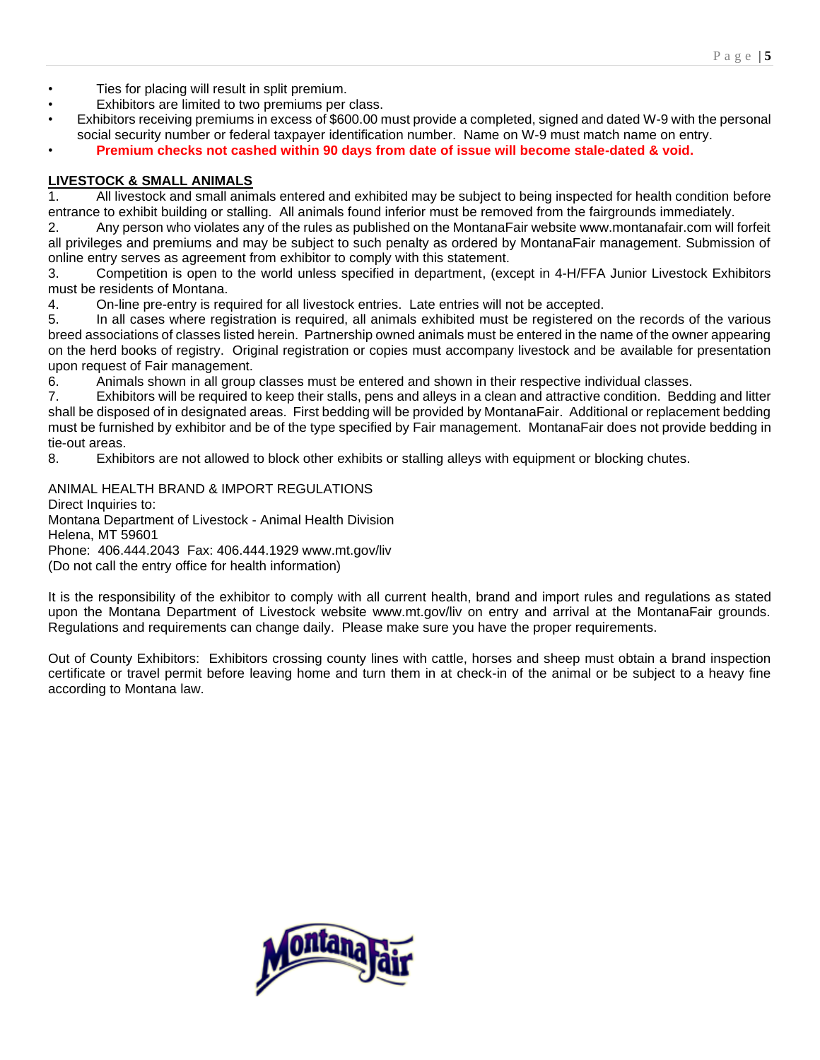- Ties for placing will result in split premium.
- Exhibitors are limited to two premiums per class.
- Exhibitors receiving premiums in excess of $600.00 must provide a completed, signed and dated W-9 with the personal social security number or federal taxpayer identification number. Name on W-9 must match name on entry.
- **Premium checks not cashed within 90 days from date of issue will become stale-dated & void.**

## LIVESTOCK & SMALL ANIMALS

1. All livestock and small animals entered and exhibited may be subject to being inspected for health condition before entrance to exhibit building or stalling. All animals found inferior must be removed from the fairgrounds immediately.
2. Any person who violates any of the rules as published on the MontanaFair website www.montanafair.com will forfeit all privileges and premiums and may be subject to such penalty as ordered by MontanaFair management. Submission of online entry serves as agreement from exhibitor to comply with this statement.
3. Competition is open to the world unless specified in department, (except in 4-H/FFA Junior Livestock Exhibitors must be residents of Montana.
4. On-line pre-entry is required for all livestock entries. Late entries will not be accepted.
5. In all cases where registration is required, all animals exhibited must be registered on the records of the various breed associations of classes listed herein. Partnership owned animals must be entered in the name of the owner appearing on the herd books of registry. Original registration or copies must accompany livestock and be available for presentation upon request of Fair management.
6. Animals shown in all group classes must be entered and shown in their respective individual classes.
7. Exhibitors will be required to keep their stalls, pens and alleys in a clean and attractive condition. Bedding and litter shall be disposed of in designated areas. First bedding will be provided by MontanaFair. Additional or replacement bedding must be furnished by exhibitor and be of the type specified by Fair management. MontanaFair does not provide bedding in tie-out areas.
8. Exhibitors are not allowed to block other exhibits or stalling alleys with equipment or blocking chutes.

ANIMAL HEALTH BRAND & IMPORT REGULATIONS
Direct Inquiries to:
Montana Department of Livestock - Animal Health Division
Helena, MT 59601
Phone: 406.444.2043 Fax: 406.444.1929 www.mt.gov/liv
(Do not call the entry office for health information)

It is the responsibility of the exhibitor to comply with all current health, brand and import rules and regulations as stated upon the Montana Department of Livestock website www.mt.gov/liv on entry and arrival at the MontanaFair grounds. Regulations and requirements can change daily. Please make sure you have the proper requirements.

Out of County Exhibitors: Exhibitors crossing county lines with cattle, horses and sheep must obtain a brand inspection certificate or travel permit before leaving home and turn them in at check-in of the animal or be subject to a heavy fine according to Montana law.